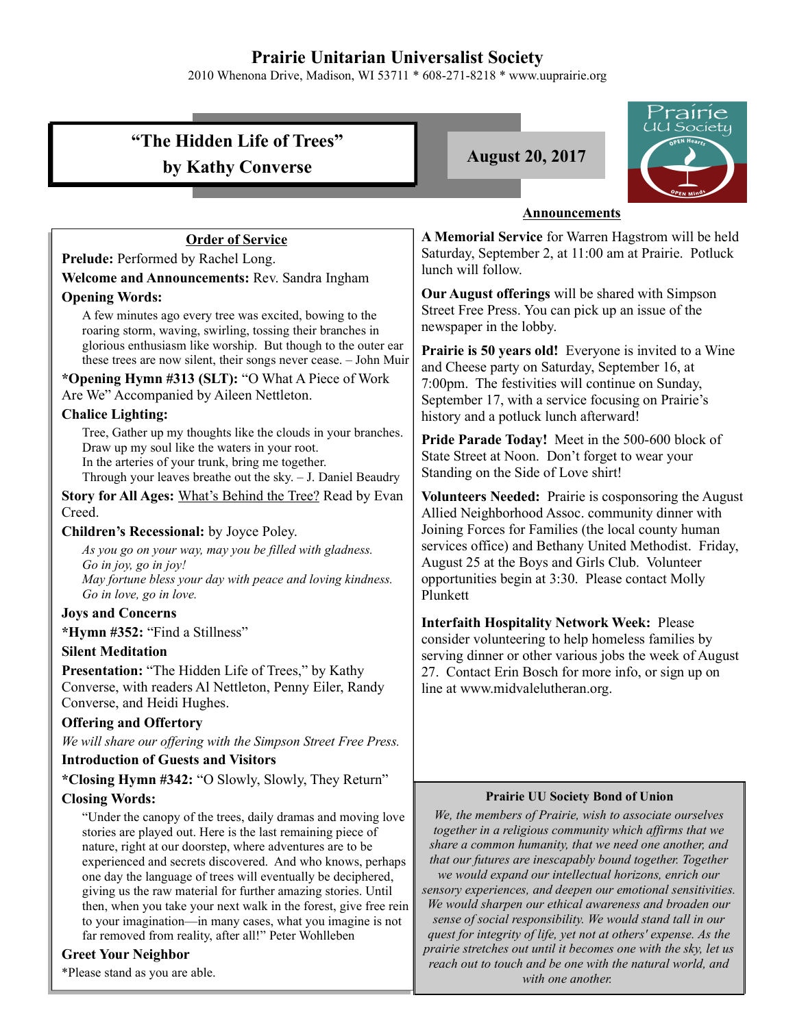# Prairie Unitarian Universalist Society

2010 Whenona Drive, Madison, WI 53711 * 608-271-8218 * www.uuprairie.org

## "The Hidden Life of Trees" by Kathy Converse

**August 20, 2017**

### Order of Service

**Prelude:** Performed by Rachel Long.

**Welcome and Announcements:** Rev. Sandra Ingham

**Opening Words:**

A few minutes ago every tree was excited, bowing to the roaring storm, waving, swirling, tossing their branches in glorious enthusiasm like worship. But though to the outer ear these trees are now silent, their songs never cease. – John Muir

***Opening Hymn #313 (SLT):** "O What A Piece of Work Are We" Accompanied by Aileen Nettleton.

**Chalice Lighting:**

Tree, Gather up my thoughts like the clouds in your branches.
Draw up my soul like the waters in your root.
In the arteries of your trunk, bring me together.
Through your leaves breathe out the sky. – J. Daniel Beaudry

**Story for All Ages:** What's Behind the Tree? Read by Evan Creed.

**Children's Recessional:** by Joyce Poley.

*As you go on your way, may you be filled with gladness.*
*Go in joy, go in joy!*
*May fortune bless your day with peace and loving kindness.*
*Go in love, go in love.*

**Joys and Concerns**

***Hymn #352:** "Find a Stillness"

**Silent Meditation**

**Presentation:** "The Hidden Life of Trees," by Kathy Converse, with readers Al Nettleton, Penny Eiler, Randy Converse, and Heidi Hughes.

**Offering and Offertory**

*We will share our offering with the Simpson Street Free Press.*

**Introduction of Guests and Visitors**

***Closing Hymn #342:** "O Slowly, Slowly, They Return"

**Closing Words:**

"Under the canopy of the trees, daily dramas and moving love stories are played out. Here is the last remaining piece of nature, right at our doorstep, where adventures are to be experienced and secrets discovered. And who knows, perhaps one day the language of trees will eventually be deciphered, giving us the raw material for further amazing stories. Until then, when you take your next walk in the forest, give free rein to your imagination—in many cases, what you imagine is not far removed from reality, after all!" Peter Wohlleben

**Greet Your Neighbor**

*Please stand as you are able.

### Announcements

**A Memorial Service** for Warren Hagstrom will be held Saturday, September 2, at 11:00 am at Prairie. Potluck lunch will follow.

**Our August offerings** will be shared with Simpson Street Free Press. You can pick up an issue of the newspaper in the lobby.

**Prairie is 50 years old!** Everyone is invited to a Wine and Cheese party on Saturday, September 16, at 7:00pm. The festivities will continue on Sunday, September 17, with a service focusing on Prairie's history and a potluck lunch afterward!

**Pride Parade Today!** Meet in the 500-600 block of State Street at Noon. Don't forget to wear your Standing on the Side of Love shirt!

**Volunteers Needed:** Prairie is cosponsoring the August Allied Neighborhood Assoc. community dinner with Joining Forces for Families (the local county human services office) and Bethany United Methodist. Friday, August 25 at the Boys and Girls Club. Volunteer opportunities begin at 3:30. Please contact Molly Plunkett

**Interfaith Hospitality Network Week:** Please consider volunteering to help homeless families by serving dinner or other various jobs the week of August 27. Contact Erin Bosch for more info, or sign up on line at www.midvalelutheran.org.

### Prairie UU Society Bond of Union

*We, the members of Prairie, wish to associate ourselves together in a religious community which affirms that we share a common humanity, that we need one another, and that our futures are inescapably bound together. Together we would expand our intellectual horizons, enrich our sensory experiences, and deepen our emotional sensitivities. We would sharpen our ethical awareness and broaden our sense of social responsibility. We would stand tall in our quest for integrity of life, yet not at others' expense. As the prairie stretches out until it becomes one with the sky, let us reach out to touch and be one with the natural world, and with one another.*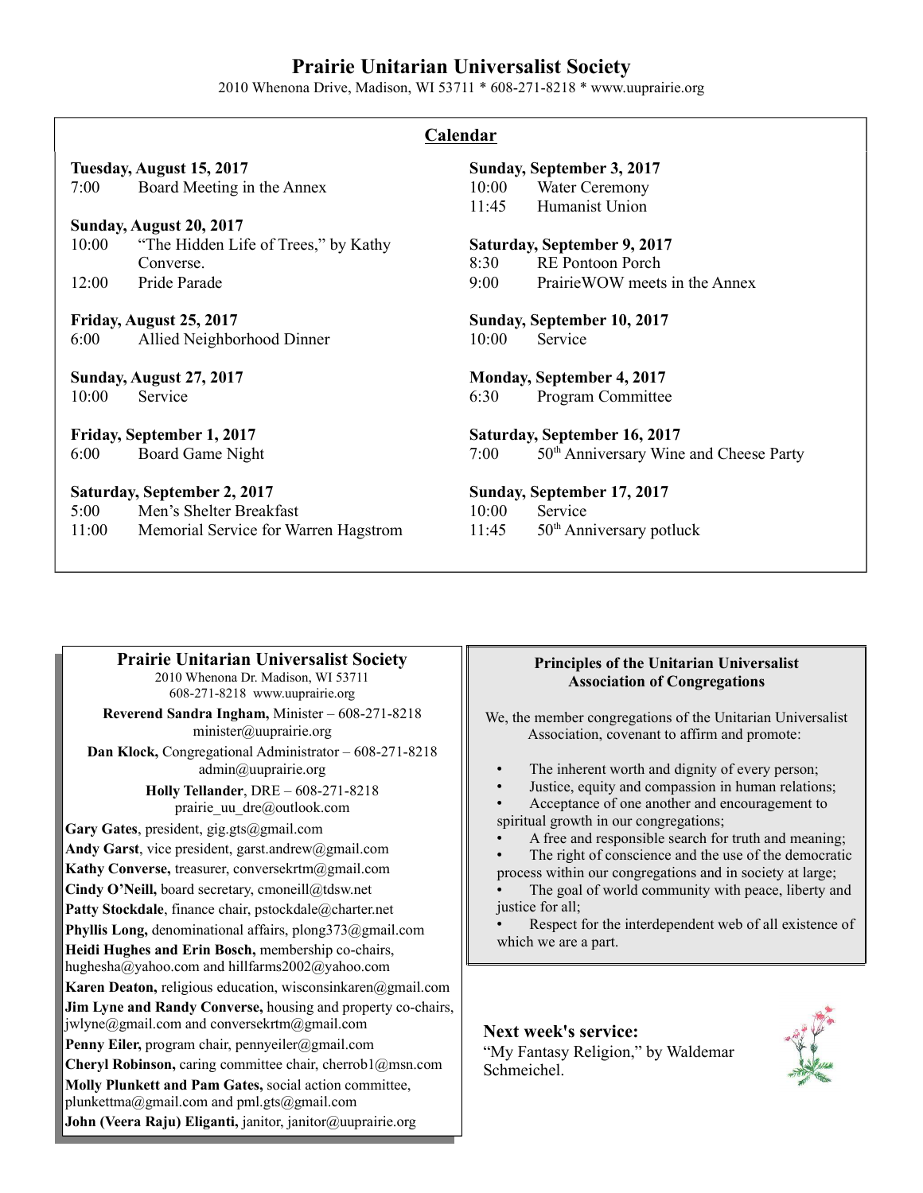# Prairie Unitarian Universalist Society

2010 Whenona Drive, Madison, WI 53711 * 608-271-8218 * www.uuprairie.org

## Calendar

**Tuesday, August 15, 2017**
7:00 Board Meeting in the Annex

**Sunday, August 20, 2017**
10:00 "The Hidden Life of Trees," by Kathy Converse.
12:00 Pride Parade

**Friday, August 25, 2017**
6:00 Allied Neighborhood Dinner

**Sunday, August 27, 2017**
10:00 Service

**Friday, September 1, 2017**
6:00 Board Game Night

**Saturday, September 2, 2017**
5:00 Men's Shelter Breakfast
11:00 Memorial Service for Warren Hagstrom

**Sunday, September 3, 2017**
10:00 Water Ceremony
11:45 Humanist Union

**Saturday, September 9, 2017**
8:30 RE Pontoon Porch
9:00 PrairieWOW meets in the Annex

**Sunday, September 10, 2017**
10:00 Service

**Monday, September 4, 2017**
6:30 Program Committee

**Saturday, September 16, 2017**
7:00 50th Anniversary Wine and Cheese Party

**Sunday, September 17, 2017**
10:00 Service
11:45 50th Anniversary potluck

---

**Prairie Unitarian Universalist Society**
2010 Whenona Dr. Madison, WI 53711
608-271-8218 www.uuprairie.org

**Reverend Sandra Ingham,** Minister – 608-271-8218
minister@uuprairie.org

**Dan Klock,** Congregational Administrator – 608-271-8218
admin@uuprairie.org

**Holly Tellander**, DRE – 608-271-8218
prairie_uu_dre@outlook.com

**Gary Gates**, president, gig.gts@gmail.com
**Andy Garst**, vice president, garst.andrew@gmail.com
**Kathy Converse,** treasurer, conversekrtm@gmail.com
**Cindy O'Neill,** board secretary, cmoneill@tdsw.net
**Patty Stockdale**, finance chair, pstockdale@charter.net
**Phyllis Long,** denominational affairs, plong373@gmail.com
**Heidi Hughes and Erin Bosch,** membership co-chairs, hughesha@yahoo.com and hillfarms2002@yahoo.com
**Karen Deaton,** religious education, wisconsinkaren@gmail.com
**Jim Lyne and Randy Converse,** housing and property co-chairs, jwlyne@gmail.com and conversekrtm@gmail.com
**Penny Eiler,** program chair, pennyeiler@gmail.com
**Cheryl Robinson,** caring committee chair, cherrob1@msn.com
**Molly Plunkett and Pam Gates,** social action committee, plunkettma@gmail.com and pml.gts@gmail.com
**John (Veera Raju) Eliganti,** janitor, janitor@uuprairie.org

---

**Principles of the Unitarian Universalist Association of Congregations**

We, the member congregations of the Unitarian Universalist Association, covenant to affirm and promote:

- The inherent worth and dignity of every person;
- Justice, equity and compassion in human relations;
- Acceptance of one another and encouragement to spiritual growth in our congregations;
- A free and responsible search for truth and meaning;
- The right of conscience and the use of the democratic process within our congregations and in society at large;
- The goal of world community with peace, liberty and justice for all;
- Respect for the interdependent web of all existence of which we are a part.

**Next week's service:**
"My Fantasy Religion," by Waldemar Schmeichel.